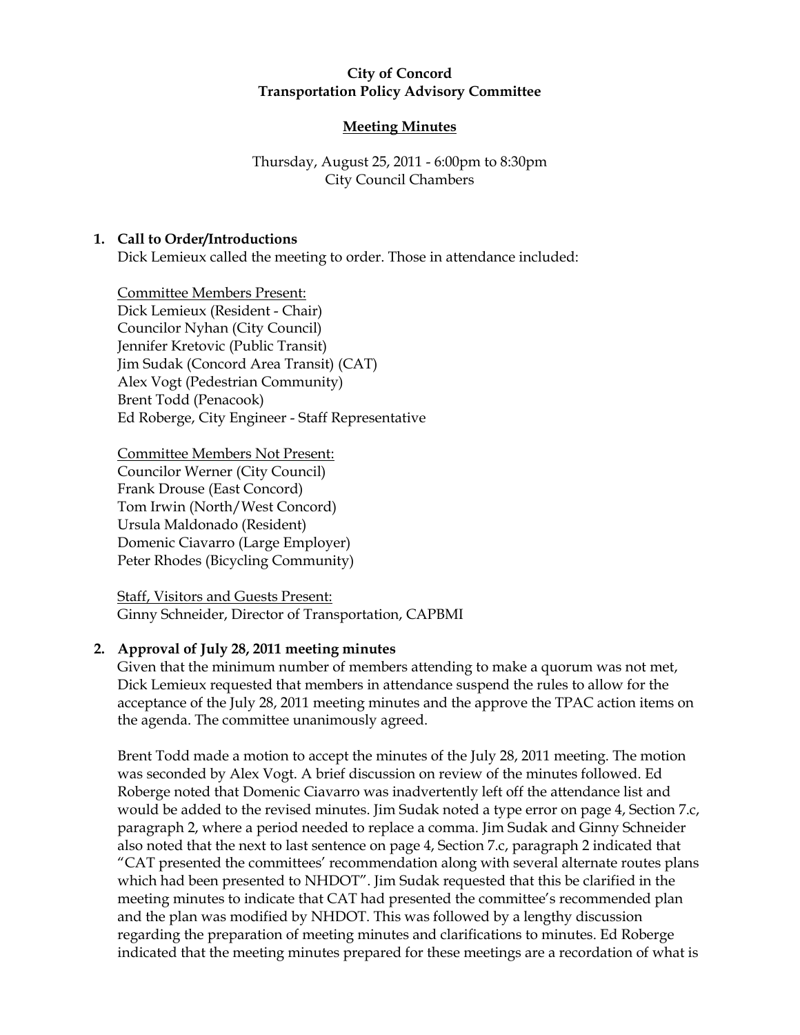**City of Concord**
**Transportation Policy Advisory Committee**

**Meeting Minutes**

Thursday, August 25, 2011 - 6:00pm to 8:30pm
City Council Chambers

1. **Call to Order/Introductions**

   Dick Lemieux called the meeting to order. Those in attendance included:

   Committee Members Present:
   Dick Lemieux (Resident - Chair)
   Councilor Nyhan (City Council)
   Jennifer Kretovic (Public Transit)
   Jim Sudak (Concord Area Transit) (CAT)
   Alex Vogt (Pedestrian Community)
   Brent Todd (Penacook)
   Ed Roberge, City Engineer - Staff Representative

   Committee Members Not Present:
   Councilor Werner (City Council)
   Frank Drouse (East Concord)
   Tom Irwin (North/West Concord)
   Ursula Maldonado (Resident)
   Domenic Ciavarro (Large Employer)
   Peter Rhodes (Bicycling Community)

   Staff, Visitors and Guests Present:
   Ginny Schneider, Director of Transportation, CAPBMI

2. **Approval of July 28, 2011 meeting minutes**

   Given that the minimum number of members attending to make a quorum was not met, Dick Lemieux requested that members in attendance suspend the rules to allow for the acceptance of the July 28, 2011 meeting minutes and the approve the TPAC action items on the agenda. The committee unanimously agreed.

   Brent Todd made a motion to accept the minutes of the July 28, 2011 meeting. The motion was seconded by Alex Vogt. A brief discussion on review of the minutes followed. Ed Roberge noted that Domenic Ciavarro was inadvertently left off the attendance list and would be added to the revised minutes. Jim Sudak noted a type error on page 4, Section 7.c, paragraph 2, where a period needed to replace a comma. Jim Sudak and Ginny Schneider also noted that the next to last sentence on page 4, Section 7.c, paragraph 2 indicated that "CAT presented the committees' recommendation along with several alternate routes plans which had been presented to NHDOT". Jim Sudak requested that this be clarified in the meeting minutes to indicate that CAT had presented the committee's recommended plan and the plan was modified by NHDOT. This was followed by a lengthy discussion regarding the preparation of meeting minutes and clarifications to minutes. Ed Roberge indicated that the meeting minutes prepared for these meetings are a recordation of what is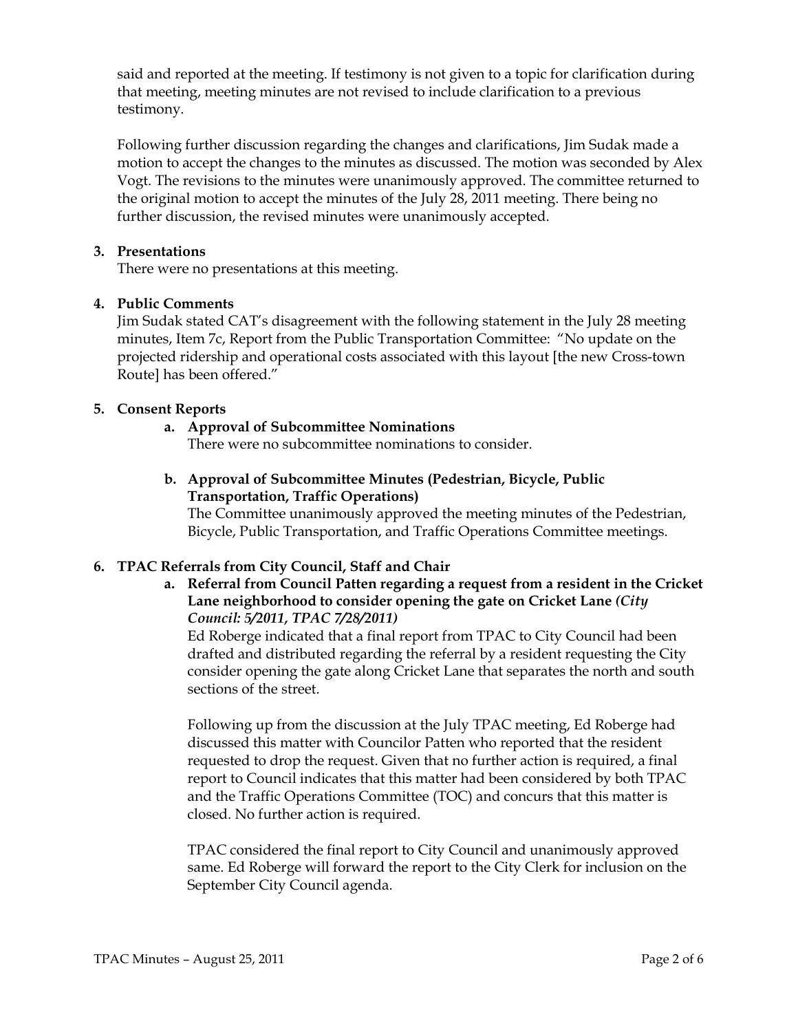said and reported at the meeting. If testimony is not given to a topic for clarification during that meeting, meeting minutes are not revised to include clarification to a previous testimony.

Following further discussion regarding the changes and clarifications, Jim Sudak made a motion to accept the changes to the minutes as discussed. The motion was seconded by Alex Vogt. The revisions to the minutes were unanimously approved. The committee returned to the original motion to accept the minutes of the July 28, 2011 meeting. There being no further discussion, the revised minutes were unanimously accepted.

**3. Presentations**

There were no presentations at this meeting.

**4. Public Comments**

Jim Sudak stated CAT's disagreement with the following statement in the July 28 meeting minutes, Item 7c, Report from the Public Transportation Committee: "No update on the projected ridership and operational costs associated with this layout [the new Cross-town Route] has been offered."

**5. Consent Reports**

**a. Approval of Subcommittee Nominations**

There were no subcommittee nominations to consider.

**b. Approval of Subcommittee Minutes (Pedestrian, Bicycle, Public Transportation, Traffic Operations)**

The Committee unanimously approved the meeting minutes of the Pedestrian, Bicycle, Public Transportation, and Traffic Operations Committee meetings.

**6. TPAC Referrals from City Council, Staff and Chair**

**a. Referral from Council Patten regarding a request from a resident in the Cricket Lane neighborhood to consider opening the gate on Cricket Lane** ***(City Council: 5/2011, TPAC 7/28/2011)***

Ed Roberge indicated that a final report from TPAC to City Council had been drafted and distributed regarding the referral by a resident requesting the City consider opening the gate along Cricket Lane that separates the north and south sections of the street.

Following up from the discussion at the July TPAC meeting, Ed Roberge had discussed this matter with Councilor Patten who reported that the resident requested to drop the request. Given that no further action is required, a final report to Council indicates that this matter had been considered by both TPAC and the Traffic Operations Committee (TOC) and concurs that this matter is closed. No further action is required.

TPAC considered the final report to City Council and unanimously approved same. Ed Roberge will forward the report to the City Clerk for inclusion on the September City Council agenda.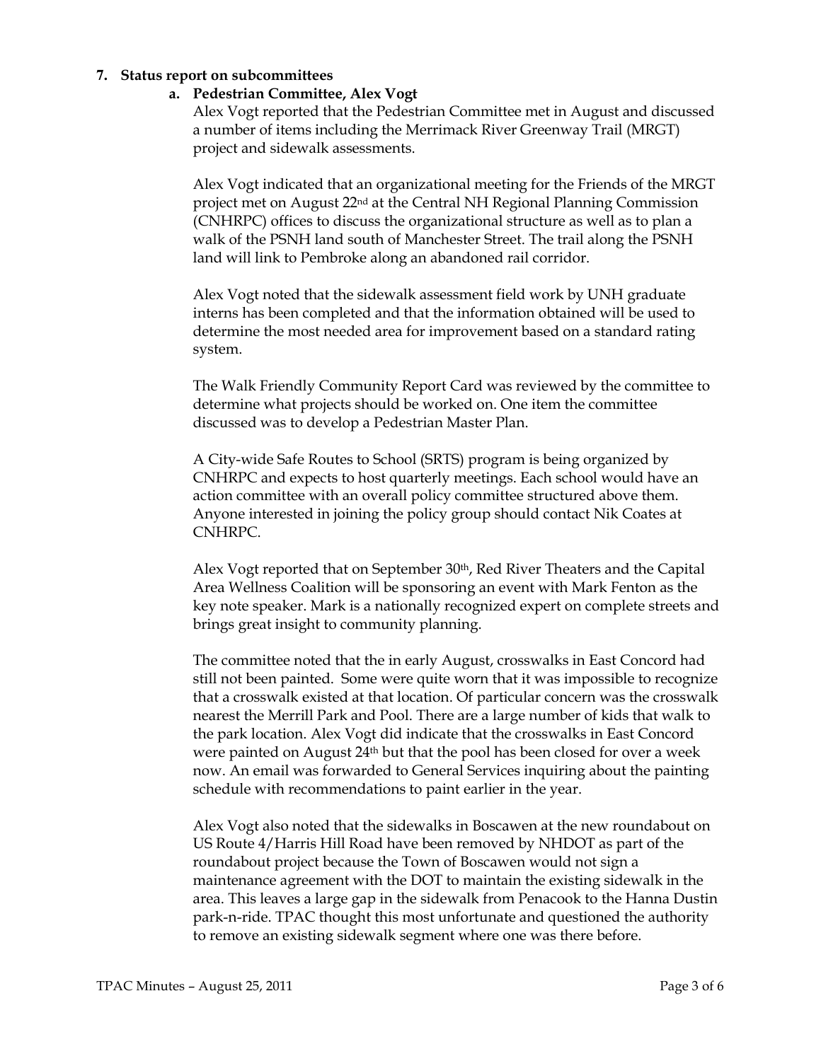**7. Status report on subcommittees**

**a. Pedestrian Committee, Alex Vogt**

Alex Vogt reported that the Pedestrian Committee met in August and discussed a number of items including the Merrimack River Greenway Trail (MRGT) project and sidewalk assessments.

Alex Vogt indicated that an organizational meeting for the Friends of the MRGT project met on August 22nd at the Central NH Regional Planning Commission (CNHRPC) offices to discuss the organizational structure as well as to plan a walk of the PSNH land south of Manchester Street. The trail along the PSNH land will link to Pembroke along an abandoned rail corridor.

Alex Vogt noted that the sidewalk assessment field work by UNH graduate interns has been completed and that the information obtained will be used to determine the most needed area for improvement based on a standard rating system.

The Walk Friendly Community Report Card was reviewed by the committee to determine what projects should be worked on. One item the committee discussed was to develop a Pedestrian Master Plan.

A City-wide Safe Routes to School (SRTS) program is being organized by CNHRPC and expects to host quarterly meetings. Each school would have an action committee with an overall policy committee structured above them. Anyone interested in joining the policy group should contact Nik Coates at CNHRPC.

Alex Vogt reported that on September 30th, Red River Theaters and the Capital Area Wellness Coalition will be sponsoring an event with Mark Fenton as the key note speaker. Mark is a nationally recognized expert on complete streets and brings great insight to community planning.

The committee noted that the in early August, crosswalks in East Concord had still not been painted. Some were quite worn that it was impossible to recognize that a crosswalk existed at that location. Of particular concern was the crosswalk nearest the Merrill Park and Pool. There are a large number of kids that walk to the park location. Alex Vogt did indicate that the crosswalks in East Concord were painted on August 24th but that the pool has been closed for over a week now. An email was forwarded to General Services inquiring about the painting schedule with recommendations to paint earlier in the year.

Alex Vogt also noted that the sidewalks in Boscawen at the new roundabout on US Route 4/Harris Hill Road have been removed by NHDOT as part of the roundabout project because the Town of Boscawen would not sign a maintenance agreement with the DOT to maintain the existing sidewalk in the area. This leaves a large gap in the sidewalk from Penacook to the Hanna Dustin park-n-ride. TPAC thought this most unfortunate and questioned the authority to remove an existing sidewalk segment where one was there before.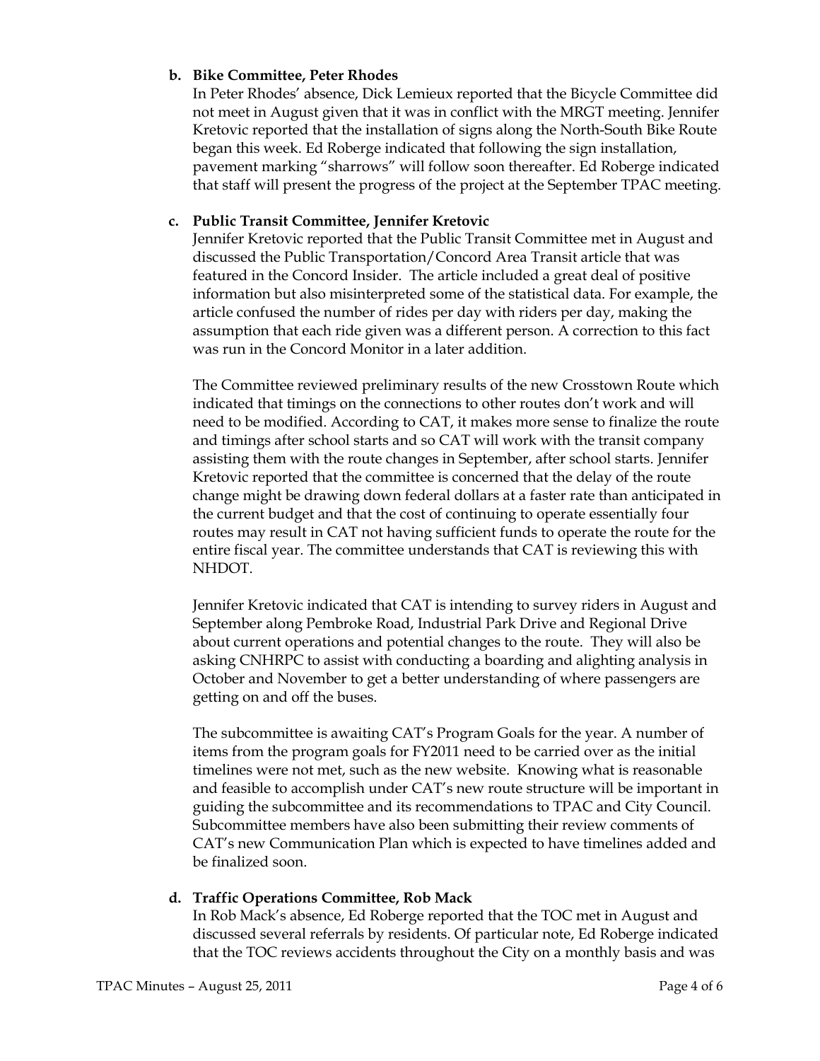**b. Bike Committee, Peter Rhodes**

In Peter Rhodes' absence, Dick Lemieux reported that the Bicycle Committee did not meet in August given that it was in conflict with the MRGT meeting. Jennifer Kretovic reported that the installation of signs along the North-South Bike Route began this week. Ed Roberge indicated that following the sign installation, pavement marking "sharrows" will follow soon thereafter. Ed Roberge indicated that staff will present the progress of the project at the September TPAC meeting.

**c. Public Transit Committee, Jennifer Kretovic**

Jennifer Kretovic reported that the Public Transit Committee met in August and discussed the Public Transportation/Concord Area Transit article that was featured in the Concord Insider. The article included a great deal of positive information but also misinterpreted some of the statistical data. For example, the article confused the number of rides per day with riders per day, making the assumption that each ride given was a different person. A correction to this fact was run in the Concord Monitor in a later addition.

The Committee reviewed preliminary results of the new Crosstown Route which indicated that timings on the connections to other routes don't work and will need to be modified. According to CAT, it makes more sense to finalize the route and timings after school starts and so CAT will work with the transit company assisting them with the route changes in September, after school starts. Jennifer Kretovic reported that the committee is concerned that the delay of the route change might be drawing down federal dollars at a faster rate than anticipated in the current budget and that the cost of continuing to operate essentially four routes may result in CAT not having sufficient funds to operate the route for the entire fiscal year. The committee understands that CAT is reviewing this with NHDOT.

Jennifer Kretovic indicated that CAT is intending to survey riders in August and September along Pembroke Road, Industrial Park Drive and Regional Drive about current operations and potential changes to the route. They will also be asking CNHRPC to assist with conducting a boarding and alighting analysis in October and November to get a better understanding of where passengers are getting on and off the buses.

The subcommittee is awaiting CAT's Program Goals for the year. A number of items from the program goals for FY2011 need to be carried over as the initial timelines were not met, such as the new website. Knowing what is reasonable and feasible to accomplish under CAT's new route structure will be important in guiding the subcommittee and its recommendations to TPAC and City Council. Subcommittee members have also been submitting their review comments of CAT's new Communication Plan which is expected to have timelines added and be finalized soon.

**d. Traffic Operations Committee, Rob Mack**

In Rob Mack's absence, Ed Roberge reported that the TOC met in August and discussed several referrals by residents. Of particular note, Ed Roberge indicated that the TOC reviews accidents throughout the City on a monthly basis and was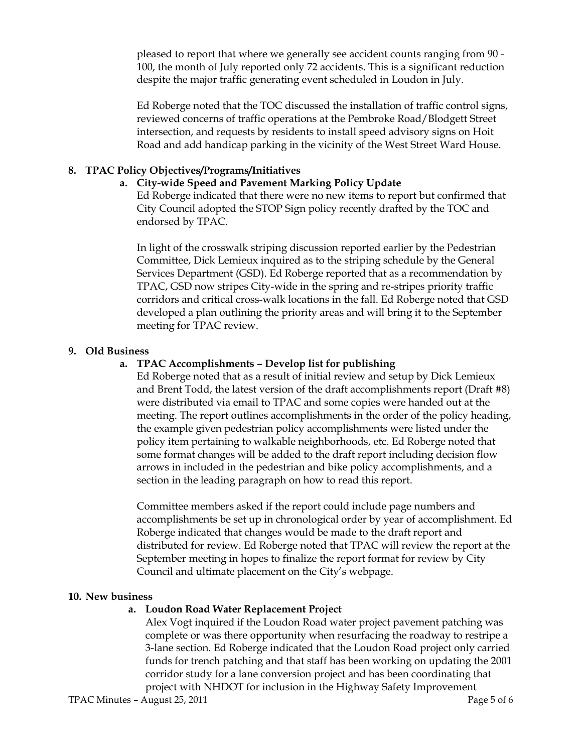pleased to report that where we generally see accident counts ranging from 90 - 100, the month of July reported only 72 accidents. This is a significant reduction despite the major traffic generating event scheduled in Loudon in July.

Ed Roberge noted that the TOC discussed the installation of traffic control signs, reviewed concerns of traffic operations at the Pembroke Road/Blodgett Street intersection, and requests by residents to install speed advisory signs on Hoit Road and add handicap parking in the vicinity of the West Street Ward House.

**8. TPAC Policy Objectives/Programs/Initiatives**

**a. City-wide Speed and Pavement Marking Policy Update**

Ed Roberge indicated that there were no new items to report but confirmed that City Council adopted the STOP Sign policy recently drafted by the TOC and endorsed by TPAC.

In light of the crosswalk striping discussion reported earlier by the Pedestrian Committee, Dick Lemieux inquired as to the striping schedule by the General Services Department (GSD). Ed Roberge reported that as a recommendation by TPAC, GSD now stripes City-wide in the spring and re-stripes priority traffic corridors and critical cross-walk locations in the fall. Ed Roberge noted that GSD developed a plan outlining the priority areas and will bring it to the September meeting for TPAC review.

**9. Old Business**

**a. TPAC Accomplishments – Develop list for publishing**

Ed Roberge noted that as a result of initial review and setup by Dick Lemieux and Brent Todd, the latest version of the draft accomplishments report (Draft #8) were distributed via email to TPAC and some copies were handed out at the meeting. The report outlines accomplishments in the order of the policy heading, the example given pedestrian policy accomplishments were listed under the policy item pertaining to walkable neighborhoods, etc. Ed Roberge noted that some format changes will be added to the draft report including decision flow arrows in included in the pedestrian and bike policy accomplishments, and a section in the leading paragraph on how to read this report.

Committee members asked if the report could include page numbers and accomplishments be set up in chronological order by year of accomplishment. Ed Roberge indicated that changes would be made to the draft report and distributed for review. Ed Roberge noted that TPAC will review the report at the September meeting in hopes to finalize the report format for review by City Council and ultimate placement on the City's webpage.

**10. New business**

**a. Loudon Road Water Replacement Project**

Alex Vogt inquired if the Loudon Road water project pavement patching was complete or was there opportunity when resurfacing the roadway to restripe a 3-lane section. Ed Roberge indicated that the Loudon Road project only carried funds for trench patching and that staff has been working on updating the 2001 corridor study for a lane conversion project and has been coordinating that project with NHDOT for inclusion in the Highway Safety Improvement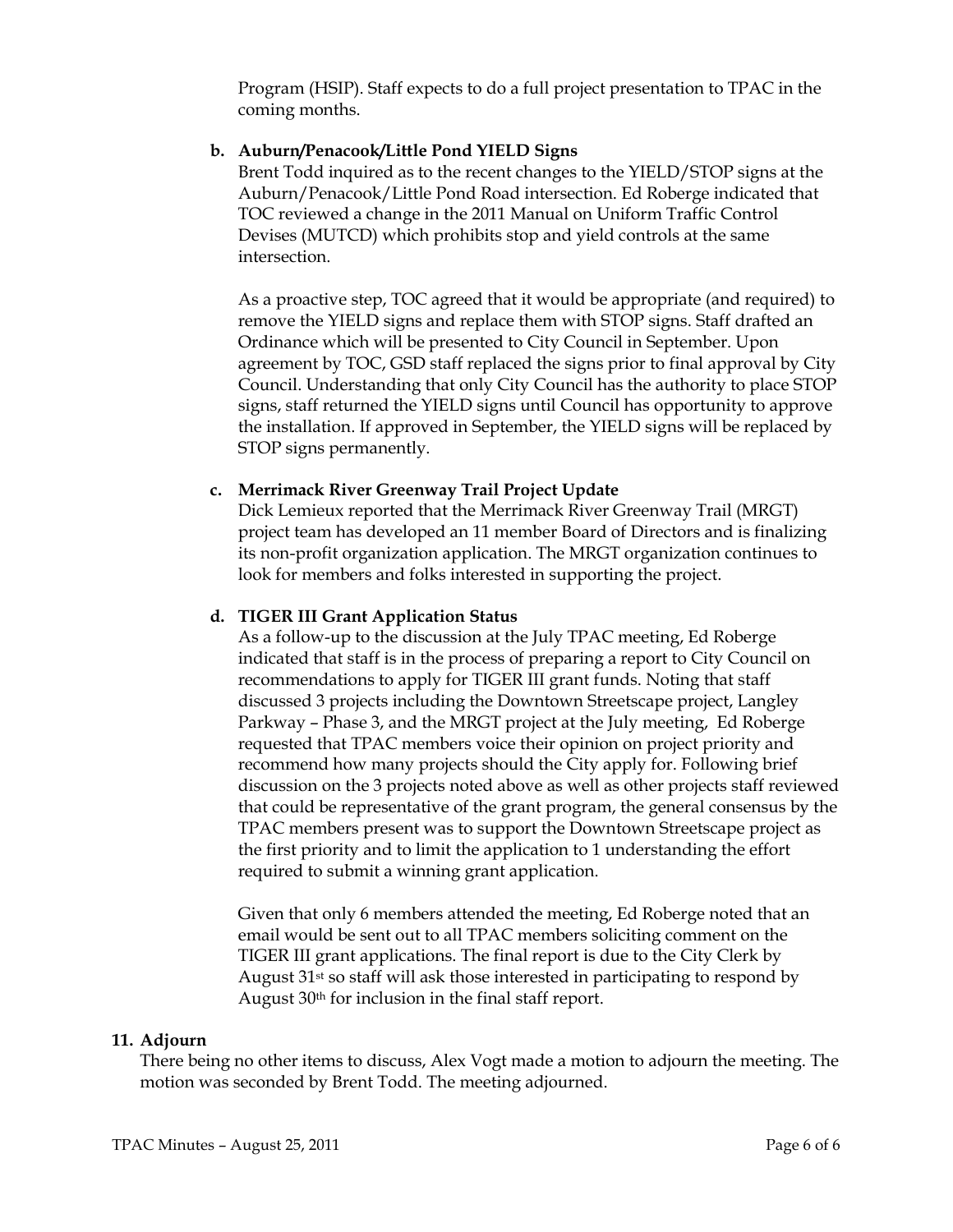Program (HSIP). Staff expects to do a full project presentation to TPAC in the coming months.

**b. Auburn/Penacook/Little Pond YIELD Signs**

Brent Todd inquired as to the recent changes to the YIELD/STOP signs at the Auburn/Penacook/Little Pond Road intersection. Ed Roberge indicated that TOC reviewed a change in the 2011 Manual on Uniform Traffic Control Devises (MUTCD) which prohibits stop and yield controls at the same intersection.

As a proactive step, TOC agreed that it would be appropriate (and required) to remove the YIELD signs and replace them with STOP signs. Staff drafted an Ordinance which will be presented to City Council in September. Upon agreement by TOC, GSD staff replaced the signs prior to final approval by City Council. Understanding that only City Council has the authority to place STOP signs, staff returned the YIELD signs until Council has opportunity to approve the installation. If approved in September, the YIELD signs will be replaced by STOP signs permanently.

**c. Merrimack River Greenway Trail Project Update**

Dick Lemieux reported that the Merrimack River Greenway Trail (MRGT) project team has developed an 11 member Board of Directors and is finalizing its non-profit organization application. The MRGT organization continues to look for members and folks interested in supporting the project.

**d. TIGER III Grant Application Status**

As a follow-up to the discussion at the July TPAC meeting, Ed Roberge indicated that staff is in the process of preparing a report to City Council on recommendations to apply for TIGER III grant funds. Noting that staff discussed 3 projects including the Downtown Streetscape project, Langley Parkway – Phase 3, and the MRGT project at the July meeting, Ed Roberge requested that TPAC members voice their opinion on project priority and recommend how many projects should the City apply for. Following brief discussion on the 3 projects noted above as well as other projects staff reviewed that could be representative of the grant program, the general consensus by the TPAC members present was to support the Downtown Streetscape project as the first priority and to limit the application to 1 understanding the effort required to submit a winning grant application.

Given that only 6 members attended the meeting, Ed Roberge noted that an email would be sent out to all TPAC members soliciting comment on the TIGER III grant applications. The final report is due to the City Clerk by August 31st so staff will ask those interested in participating to respond by August 30th for inclusion in the final staff report.

**11. Adjourn**

There being no other items to discuss, Alex Vogt made a motion to adjourn the meeting. The motion was seconded by Brent Todd. The meeting adjourned.